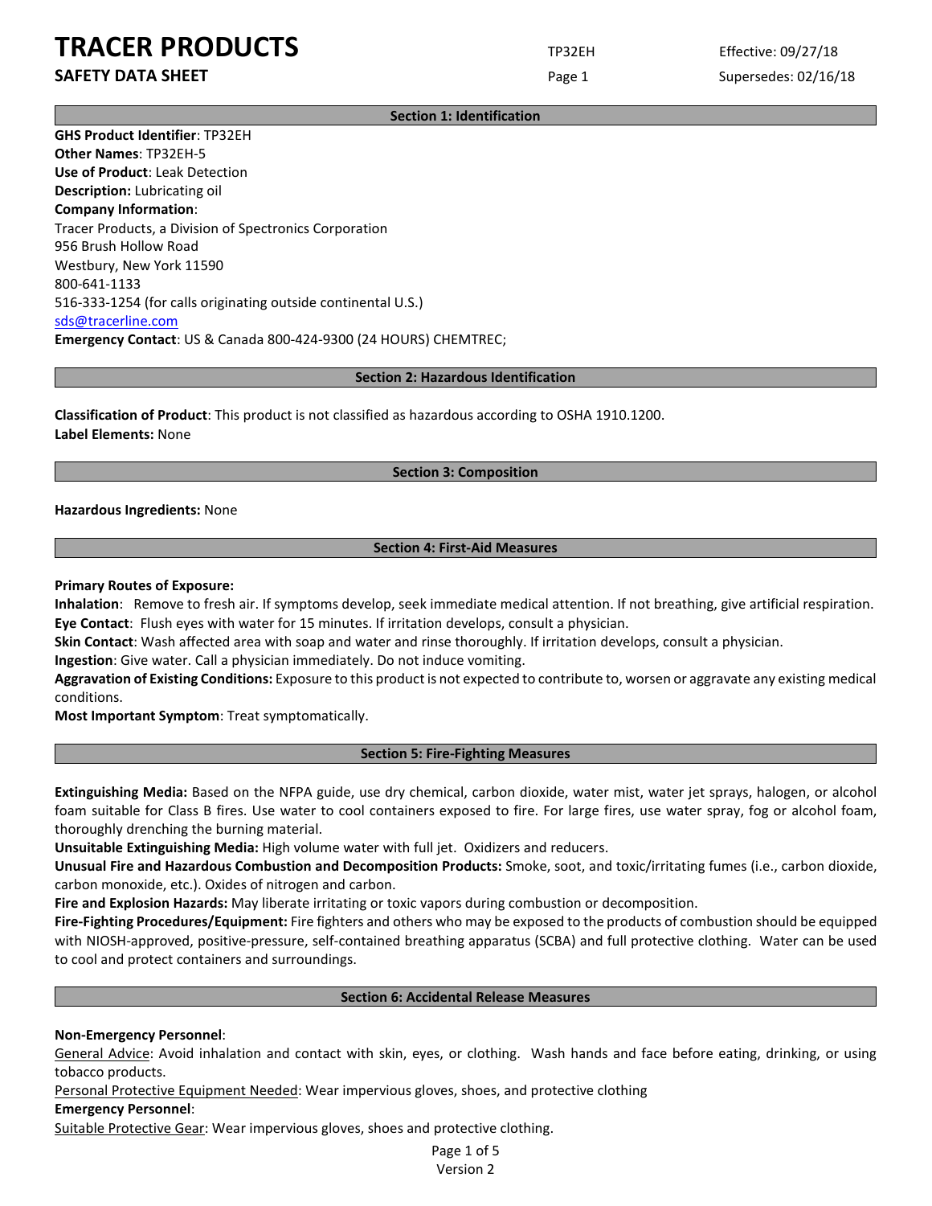# TRACER PRODUCTS

## SAFETY DATA SHEET

TP32EH

Effective: 09/27/18

Supersedes: 02/16/18

## Section 1: Identification

**GHS Product Identifier**: TP32EH
**Other Names**: TP32EH-5
**Use of Product**: Leak Detection
**Description:** Lubricating oil
**Company Information**:
Tracer Products, a Division of Spectronics Corporation
956 Brush Hollow Road
Westbury, New York 11590
800-641-1133
516-333-1254 (for calls originating outside continental U.S.)
sds@tracerline.com
**Emergency Contact**: US & Canada 800-424-9300 (24 HOURS) CHEMTREC;

## Section 2: Hazardous Identification

**Classification of Product**: This product is not classified as hazardous according to OSHA 1910.1200.
**Label Elements:** None

## Section 3: Composition

**Hazardous Ingredients:** None

## Section 4: First-Aid Measures

**Primary Routes of Exposure:**
**Inhalation**: Remove to fresh air. If symptoms develop, seek immediate medical attention. If not breathing, give artificial respiration.
**Eye Contact**: Flush eyes with water for 15 minutes. If irritation develops, consult a physician.
**Skin Contact**: Wash affected area with soap and water and rinse thoroughly. If irritation develops, consult a physician.
**Ingestion**: Give water. Call a physician immediately. Do not induce vomiting.
**Aggravation of Existing Conditions:** Exposure to this product is not expected to contribute to, worsen or aggravate any existing medical conditions.
**Most Important Symptom**: Treat symptomatically.

## Section 5: Fire-Fighting Measures

**Extinguishing Media:** Based on the NFPA guide, use dry chemical, carbon dioxide, water mist, water jet sprays, halogen, or alcohol foam suitable for Class B fires. Use water to cool containers exposed to fire. For large fires, use water spray, fog or alcohol foam, thoroughly drenching the burning material.
**Unsuitable Extinguishing Media:** High volume water with full jet. Oxidizers and reducers.
**Unusual Fire and Hazardous Combustion and Decomposition Products:** Smoke, soot, and toxic/irritating fumes (i.e., carbon dioxide, carbon monoxide, etc.). Oxides of nitrogen and carbon.
**Fire and Explosion Hazards:** May liberate irritating or toxic vapors during combustion or decomposition.
**Fire-Fighting Procedures/Equipment:** Fire fighters and others who may be exposed to the products of combustion should be equipped with NIOSH-approved, positive-pressure, self-contained breathing apparatus (SCBA) and full protective clothing. Water can be used to cool and protect containers and surroundings.

## Section 6: Accidental Release Measures

**Non-Emergency Personnel**:
General Advice: Avoid inhalation and contact with skin, eyes, or clothing. Wash hands and face before eating, drinking, or using tobacco products.
Personal Protective Equipment Needed: Wear impervious gloves, shoes, and protective clothing
**Emergency Personnel**:
Suitable Protective Gear: Wear impervious gloves, shoes and protective clothing.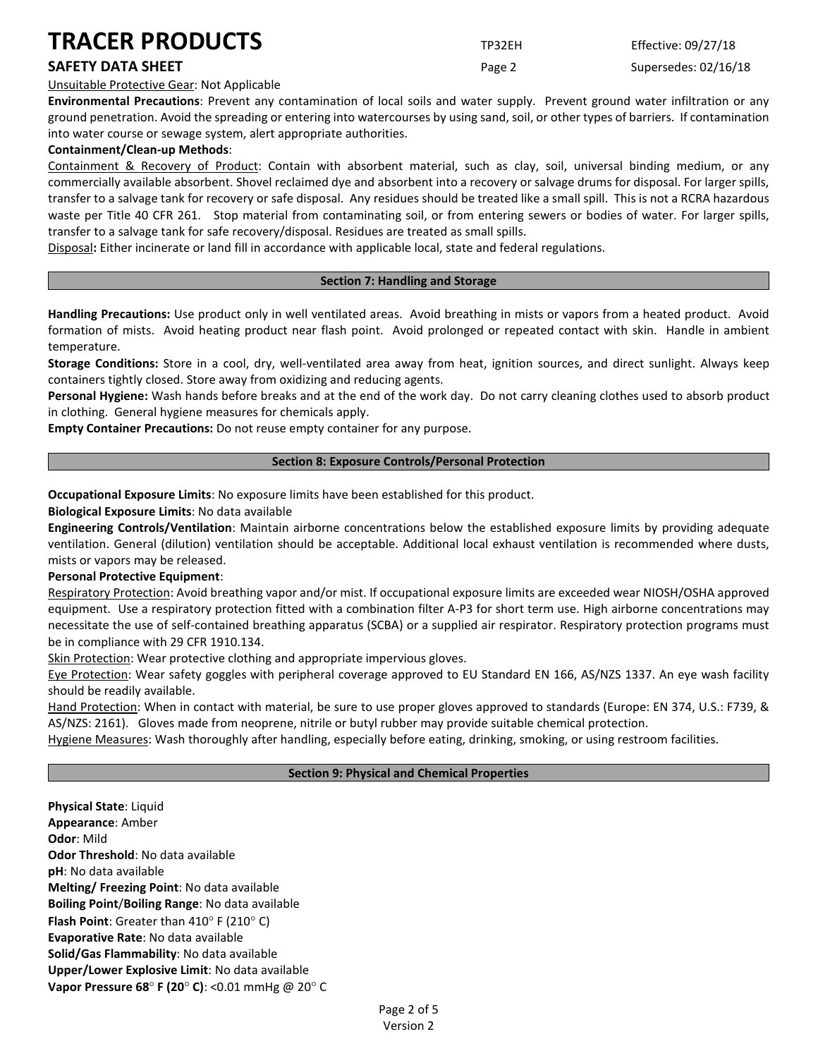Unsuitable Protective Gear: Not Applicable

**Environmental Precautions**: Prevent any contamination of local soils and water supply. Prevent ground water infiltration or any ground penetration. Avoid the spreading or entering into watercourses by using sand, soil, or other types of barriers. If contamination into water course or sewage system, alert appropriate authorities.

**Containment/Clean-up Methods**:

Containment & Recovery of Product: Contain with absorbent material, such as clay, soil, universal binding medium, or any commercially available absorbent. Shovel reclaimed dye and absorbent into a recovery or salvage drums for disposal. For larger spills, transfer to a salvage tank for recovery or safe disposal. Any residues should be treated like a small spill. This is not a RCRA hazardous waste per Title 40 CFR 261. Stop material from contaminating soil, or from entering sewers or bodies of water. For larger spills, transfer to a salvage tank for safe recovery/disposal. Residues are treated as small spills.

Disposal**:** Either incinerate or land fill in accordance with applicable local, state and federal regulations.

## Section 7: Handling and Storage

**Handling Precautions:** Use product only in well ventilated areas. Avoid breathing in mists or vapors from a heated product. Avoid formation of mists. Avoid heating product near flash point. Avoid prolonged or repeated contact with skin. Handle in ambient temperature.

**Storage Conditions:** Store in a cool, dry, well-ventilated area away from heat, ignition sources, and direct sunlight. Always keep containers tightly closed. Store away from oxidizing and reducing agents.

**Personal Hygiene:** Wash hands before breaks and at the end of the work day. Do not carry cleaning clothes used to absorb product in clothing. General hygiene measures for chemicals apply.

**Empty Container Precautions:** Do not reuse empty container for any purpose.

## Section 8: Exposure Controls/Personal Protection

**Occupational Exposure Limits**: No exposure limits have been established for this product.

**Biological Exposure Limits**: No data available

**Engineering Controls/Ventilation**: Maintain airborne concentrations below the established exposure limits by providing adequate ventilation. General (dilution) ventilation should be acceptable. Additional local exhaust ventilation is recommended where dusts, mists or vapors may be released.

**Personal Protective Equipment**:

Respiratory Protection: Avoid breathing vapor and/or mist. If occupational exposure limits are exceeded wear NIOSH/OSHA approved equipment. Use a respiratory protection fitted with a combination filter A-P3 for short term use. High airborne concentrations may necessitate the use of self-contained breathing apparatus (SCBA) or a supplied air respirator. Respiratory protection programs must be in compliance with 29 CFR 1910.134.

Skin Protection: Wear protective clothing and appropriate impervious gloves.

Eye Protection: Wear safety goggles with peripheral coverage approved to EU Standard EN 166, AS/NZS 1337. An eye wash facility should be readily available.

Hand Protection: When in contact with material, be sure to use proper gloves approved to standards (Europe: EN 374, U.S.: F739, & AS/NZS: 2161). Gloves made from neoprene, nitrile or butyl rubber may provide suitable chemical protection.

Hygiene Measures: Wash thoroughly after handling, especially before eating, drinking, smoking, or using restroom facilities.

## Section 9: Physical and Chemical Properties

**Physical State**: Liquid
**Appearance**: Amber
**Odor**: Mild
**Odor Threshold**: No data available
**pH**: No data available
**Melting/ Freezing Point**: No data available
**Boiling Point**/**Boiling Range**: No data available
**Flash Point**: Greater than 410° F (210° C)
**Evaporative Rate**: No data available
**Solid/Gas Flammability**: No data available
**Upper/Lower Explosive Limit**: No data available
**Vapor Pressure 68° F (20° C)**: <0.01 mmHg @ 20° C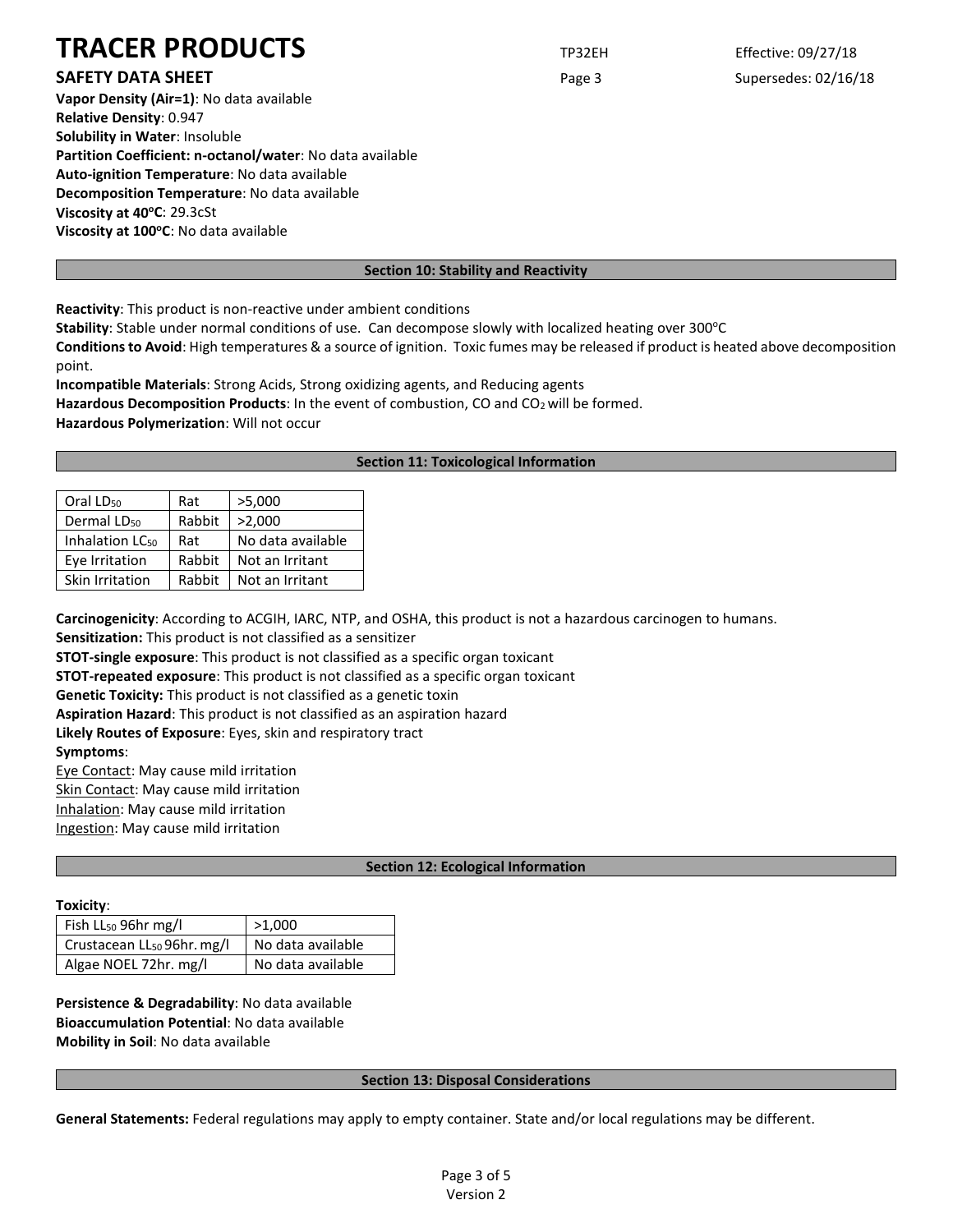**Vapor Density (Air=1)**: No data available
**Relative Density**: 0.947
**Solubility in Water**: Insoluble
**Partition Coefficient: n-octanol/water**: No data available
**Auto-ignition Temperature**: No data available
**Decomposition Temperature**: No data available
**Viscosity at 40°C**: 29.3cSt
**Viscosity at 100°C**: No data available

## Section 10: Stability and Reactivity

**Reactivity**: This product is non-reactive under ambient conditions
**Stability**: Stable under normal conditions of use. Can decompose slowly with localized heating over 300°C
**Conditions to Avoid**: High temperatures & a source of ignition. Toxic fumes may be released if product is heated above decomposition point.
**Incompatible Materials**: Strong Acids, Strong oxidizing agents, and Reducing agents
**Hazardous Decomposition Products**: In the event of combustion, CO and $CO_2$ will be formed.
**Hazardous Polymerization**: Will not occur

## Section 11: Toxicological Information

| Oral $LD_{50}$ | Rat | >5,000 |
|---|---|---|
| Dermal $LD_{50}$ | Rabbit | >2,000 |
| Inhalation $LC_{50}$ | Rat | No data available |
| Eye Irritation | Rabbit | Not an Irritant |
| Skin Irritation | Rabbit | Not an Irritant |

**Carcinogenicity**: According to ACGIH, IARC, NTP, and OSHA, this product is not a hazardous carcinogen to humans.
**Sensitization:** This product is not classified as a sensitizer
**STOT-single exposure**: This product is not classified as a specific organ toxicant
**STOT-repeated exposure**: This product is not classified as a specific organ toxicant
**Genetic Toxicity:** This product is not classified as a genetic toxin
**Aspiration Hazard**: This product is not classified as an aspiration hazard
**Likely Routes of Exposure**: Eyes, skin and respiratory tract
**Symptoms**:
Eye Contact: May cause mild irritation
Skin Contact: May cause mild irritation
Inhalation: May cause mild irritation
Ingestion: May cause mild irritation

## Section 12: Ecological Information

**Toxicity**:

| Fish $LL_{50}$ 96hr mg/l | >1,000 |
|---|---|
| Crustacean $LL_{50}$ 96hr. mg/l | No data available |
| Algae NOEL 72hr. mg/l | No data available |

**Persistence & Degradability**: No data available
**Bioaccumulation Potential**: No data available
**Mobility in Soil**: No data available

## Section 13: Disposal Considerations

**General Statements:** Federal regulations may apply to empty container. State and/or local regulations may be different.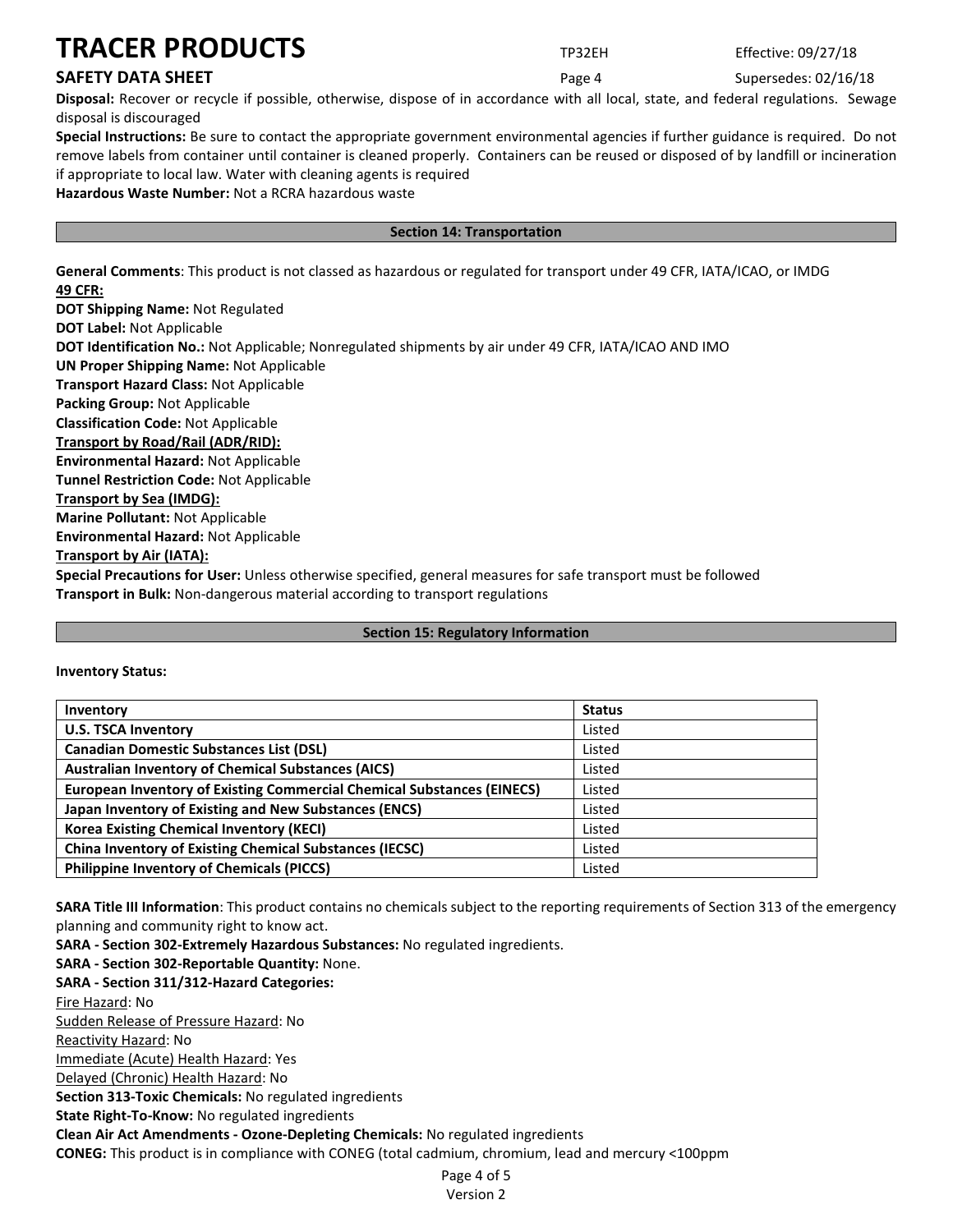**Disposal:** Recover or recycle if possible, otherwise, dispose of in accordance with all local, state, and federal regulations. Sewage disposal is discouraged

**Special Instructions:** Be sure to contact the appropriate government environmental agencies if further guidance is required. Do not remove labels from container until container is cleaned properly. Containers can be reused or disposed of by landfill or incineration if appropriate to local law. Water with cleaning agents is required

**Hazardous Waste Number:** Not a RCRA hazardous waste

## Section 14: Transportation

**General Comments**: This product is not classed as hazardous or regulated for transport under 49 CFR, IATA/ICAO, or IMDG

**49 CFR:**

**DOT Shipping Name:** Not Regulated

**DOT Label:** Not Applicable

**DOT Identification No.:** Not Applicable; Nonregulated shipments by air under 49 CFR, IATA/ICAO AND IMO

**UN Proper Shipping Name:** Not Applicable

**Transport Hazard Class:** Not Applicable

**Packing Group:** Not Applicable

**Classification Code:** Not Applicable

**Transport by Road/Rail (ADR/RID):**

**Environmental Hazard:** Not Applicable

**Tunnel Restriction Code:** Not Applicable

**Transport by Sea (IMDG):**

**Marine Pollutant:** Not Applicable

**Environmental Hazard:** Not Applicable

**Transport by Air (IATA):**

**Special Precautions for User:** Unless otherwise specified, general measures for safe transport must be followed

**Transport in Bulk:** Non-dangerous material according to transport regulations

## Section 15: Regulatory Information

**Inventory Status:**

| Inventory | Status |
|---|---|
| **U.S. TSCA Inventory** | Listed |
| **Canadian Domestic Substances List (DSL)** | Listed |
| **Australian Inventory of Chemical Substances (AICS)** | Listed |
| **European Inventory of Existing Commercial Chemical Substances (EINECS)** | Listed |
| **Japan Inventory of Existing and New Substances (ENCS)** | Listed |
| **Korea Existing Chemical Inventory (KECI)** | Listed |
| **China Inventory of Existing Chemical Substances (IECSC)** | Listed |
| **Philippine Inventory of Chemicals (PICCS)** | Listed |

**SARA Title III Information**: This product contains no chemicals subject to the reporting requirements of Section 313 of the emergency planning and community right to know act.

**SARA - Section 302-Extremely Hazardous Substances:** No regulated ingredients.

**SARA - Section 302-Reportable Quantity:** None.

**SARA - Section 311/312-Hazard Categories:**

Fire Hazard: No

Sudden Release of Pressure Hazard: No

Reactivity Hazard: No

Immediate (Acute) Health Hazard: Yes

Delayed (Chronic) Health Hazard: No

**Section 313-Toxic Chemicals:** No regulated ingredients

**State Right-To-Know:** No regulated ingredients

**Clean Air Act Amendments - Ozone-Depleting Chemicals:** No regulated ingredients

**CONEG:** This product is in compliance with CONEG (total cadmium, chromium, lead and mercury <100ppm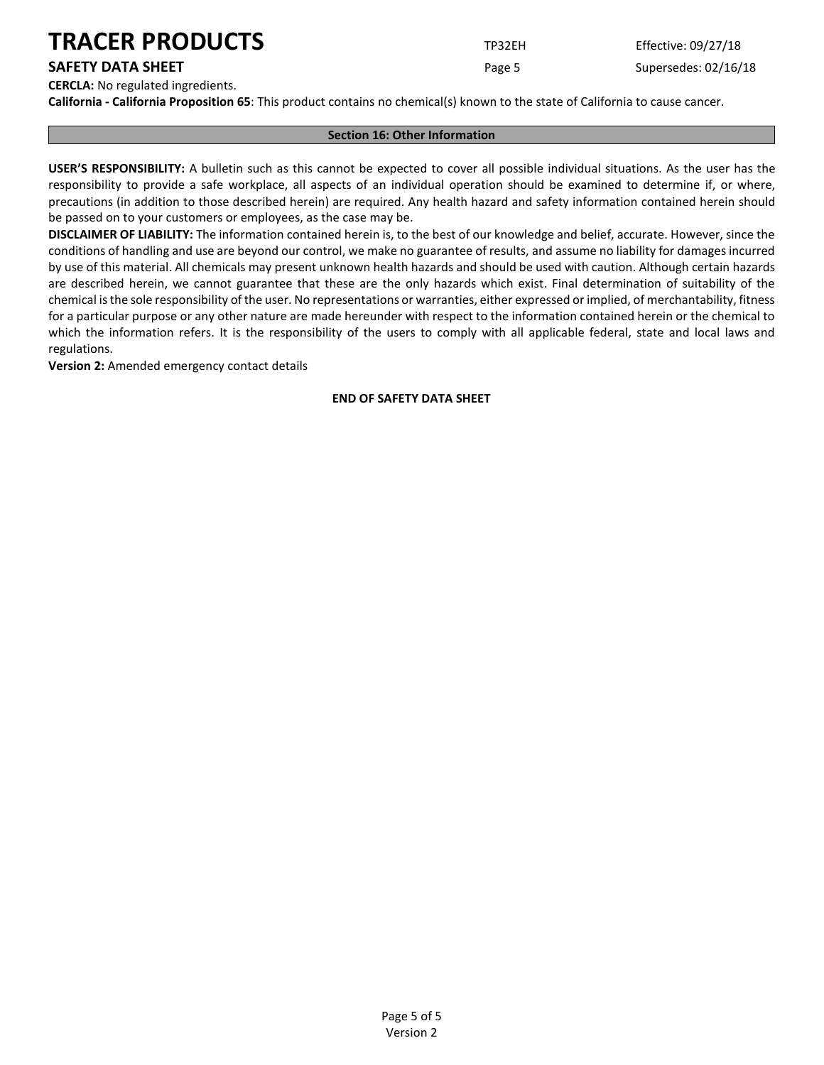**CERCLA:** No regulated ingredients.

**California - California Proposition 65**: This product contains no chemical(s) known to the state of California to cause cancer.

## Section 16: Other Information

**USER'S RESPONSIBILITY:** A bulletin such as this cannot be expected to cover all possible individual situations. As the user has the responsibility to provide a safe workplace, all aspects of an individual operation should be examined to determine if, or where, precautions (in addition to those described herein) are required. Any health hazard and safety information contained herein should be passed on to your customers or employees, as the case may be.

**DISCLAIMER OF LIABILITY:** The information contained herein is, to the best of our knowledge and belief, accurate. However, since the conditions of handling and use are beyond our control, we make no guarantee of results, and assume no liability for damages incurred by use of this material. All chemicals may present unknown health hazards and should be used with caution. Although certain hazards are described herein, we cannot guarantee that these are the only hazards which exist. Final determination of suitability of the chemical is the sole responsibility of the user. No representations or warranties, either expressed or implied, of merchantability, fitness for a particular purpose or any other nature are made hereunder with respect to the information contained herein or the chemical to which the information refers. It is the responsibility of the users to comply with all applicable federal, state and local laws and regulations.

**Version 2:** Amended emergency contact details

**END OF SAFETY DATA SHEET**